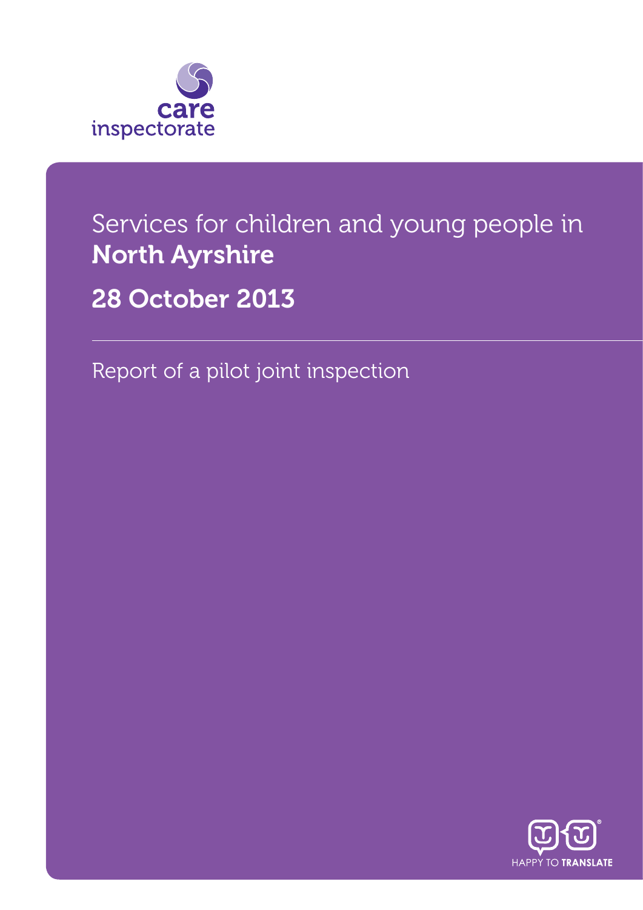care inspectorate

# Services for children and young people in **North Ayrshire**

## 28 October 2013

Report of a pilot joint inspection

HAPPY TO TRANSLATE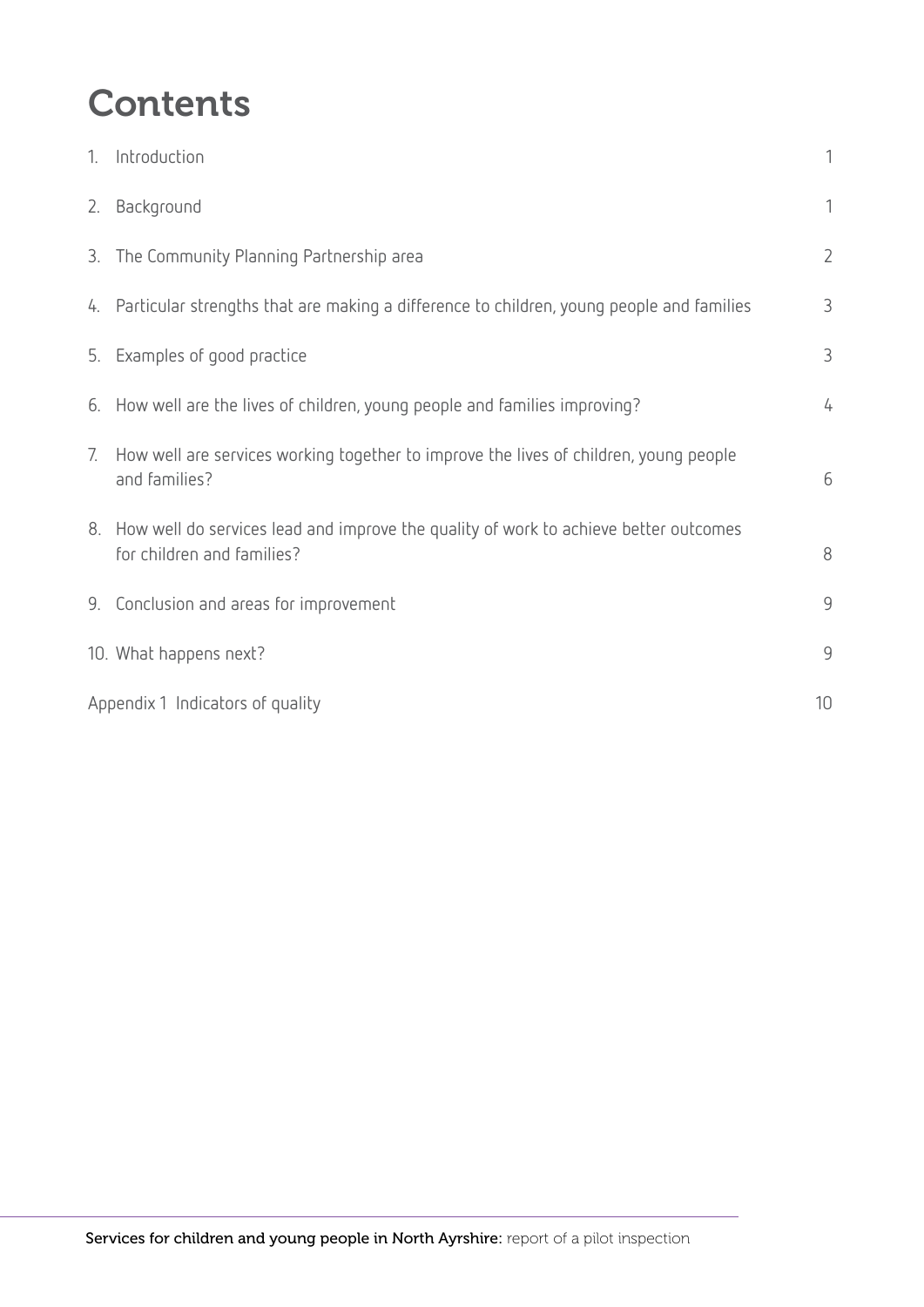# Contents

| | |
|---|---|
| 1. Introduction | 1 |
| 2. Background | 1 |
| 3. The Community Planning Partnership area | 2 |
| 4. Particular strengths that are making a difference to children, young people and families | 3 |
| 5. Examples of good practice | 3 |
| 6. How well are the lives of children, young people and families improving? | 4 |
| 7. How well are services working together to improve the lives of children, young people and families? | 6 |
| 8. How well do services lead and improve the quality of work to achieve better outcomes for children and families? | 8 |
| 9. Conclusion and areas for improvement | 9 |
| 10. What happens next? | 9 |
| Appendix 1 Indicators of quality | 10 |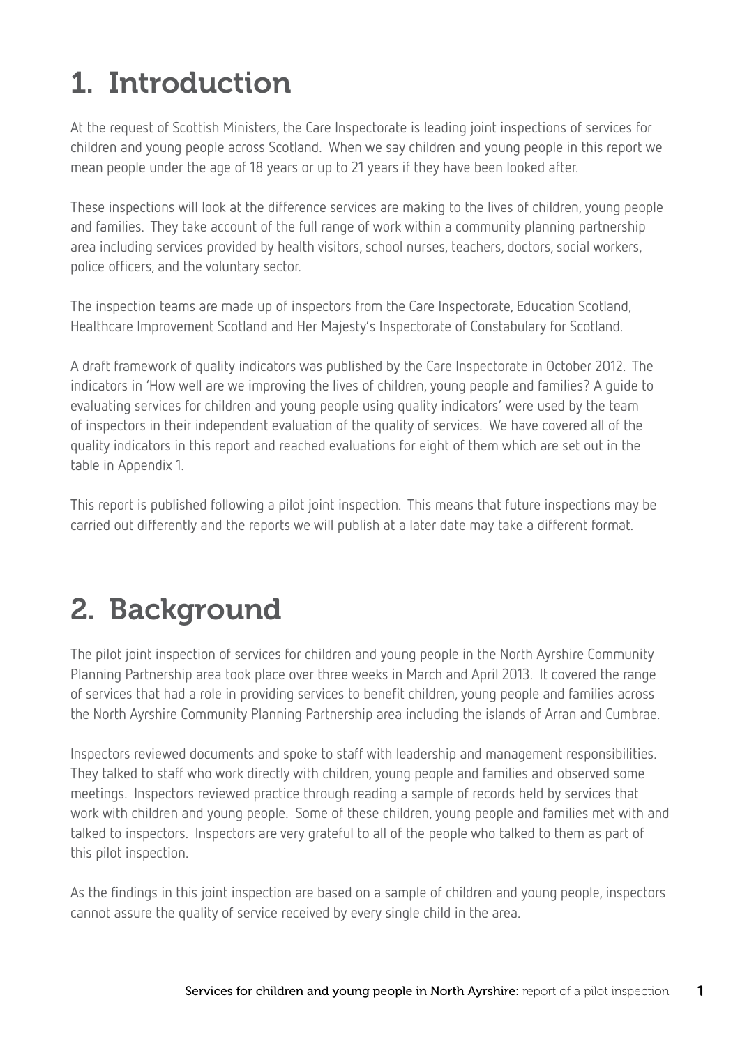# 1. Introduction

At the request of Scottish Ministers, the Care Inspectorate is leading joint inspections of services for children and young people across Scotland. When we say children and young people in this report we mean people under the age of 18 years or up to 21 years if they have been looked after.

These inspections will look at the difference services are making to the lives of children, young people and families. They take account of the full range of work within a community planning partnership area including services provided by health visitors, school nurses, teachers, doctors, social workers, police officers, and the voluntary sector.

The inspection teams are made up of inspectors from the Care Inspectorate, Education Scotland, Healthcare Improvement Scotland and Her Majesty's Inspectorate of Constabulary for Scotland.

A draft framework of quality indicators was published by the Care Inspectorate in October 2012. The indicators in 'How well are we improving the lives of children, young people and families? A guide to evaluating services for children and young people using quality indicators' were used by the team of inspectors in their independent evaluation of the quality of services. We have covered all of the quality indicators in this report and reached evaluations for eight of them which are set out in the table in Appendix 1.

This report is published following a pilot joint inspection. This means that future inspections may be carried out differently and the reports we will publish at a later date may take a different format.

# 2. Background

The pilot joint inspection of services for children and young people in the North Ayrshire Community Planning Partnership area took place over three weeks in March and April 2013. It covered the range of services that had a role in providing services to benefit children, young people and families across the North Ayrshire Community Planning Partnership area including the islands of Arran and Cumbrae.

Inspectors reviewed documents and spoke to staff with leadership and management responsibilities. They talked to staff who work directly with children, young people and families and observed some meetings. Inspectors reviewed practice through reading a sample of records held by services that work with children and young people. Some of these children, young people and families met with and talked to inspectors. Inspectors are very grateful to all of the people who talked to them as part of this pilot inspection.

As the findings in this joint inspection are based on a sample of children and young people, inspectors cannot assure the quality of service received by every single child in the area.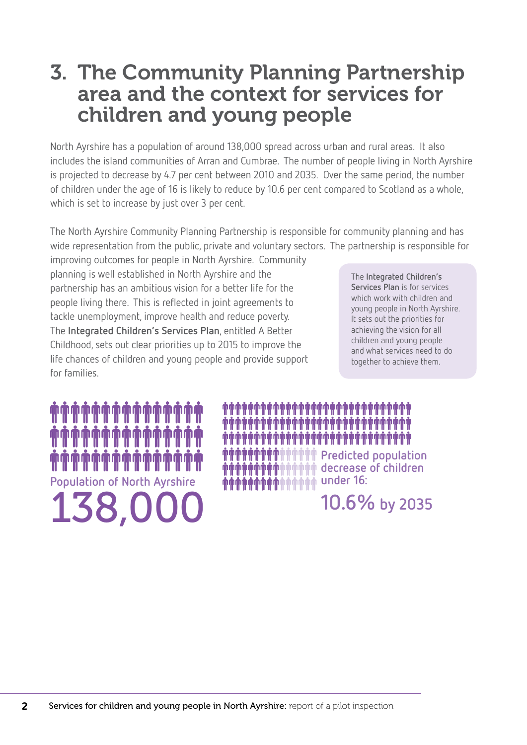# 3. The Community Planning Partnership area and the context for services for children and young people

North Ayrshire has a population of around 138,000 spread across urban and rural areas. It also includes the island communities of Arran and Cumbrae. The number of people living in North Ayrshire is projected to decrease by 4.7 per cent between 2010 and 2035. Over the same period, the number of children under the age of 16 is likely to reduce by 10.6 per cent compared to Scotland as a whole, which is set to increase by just over 3 per cent.

The North Ayrshire Community Planning Partnership is responsible for community planning and has wide representation from the public, private and voluntary sectors. The partnership is responsible for improving outcomes for people in North Ayrshire. Community planning is well established in North Ayrshire and the partnership has an ambitious vision for a better life for the people living there. This is reflected in joint agreements to tackle unemployment, improve health and reduce poverty. The **Integrated Children's Services Plan**, entitled A Better Childhood, sets out clear priorities up to 2015 to improve the life chances of children and young people and provide support for families.

> The **Integrated Children's Services Plan** is for services which work with children and young people in North Ayrshire. It sets out the priorities for achieving the vision for all children and young people and what services need to do together to achieve them.

Population of North Ayrshire
**138,000**

Predicted population decrease of children under 16:
**10.6% by 2035**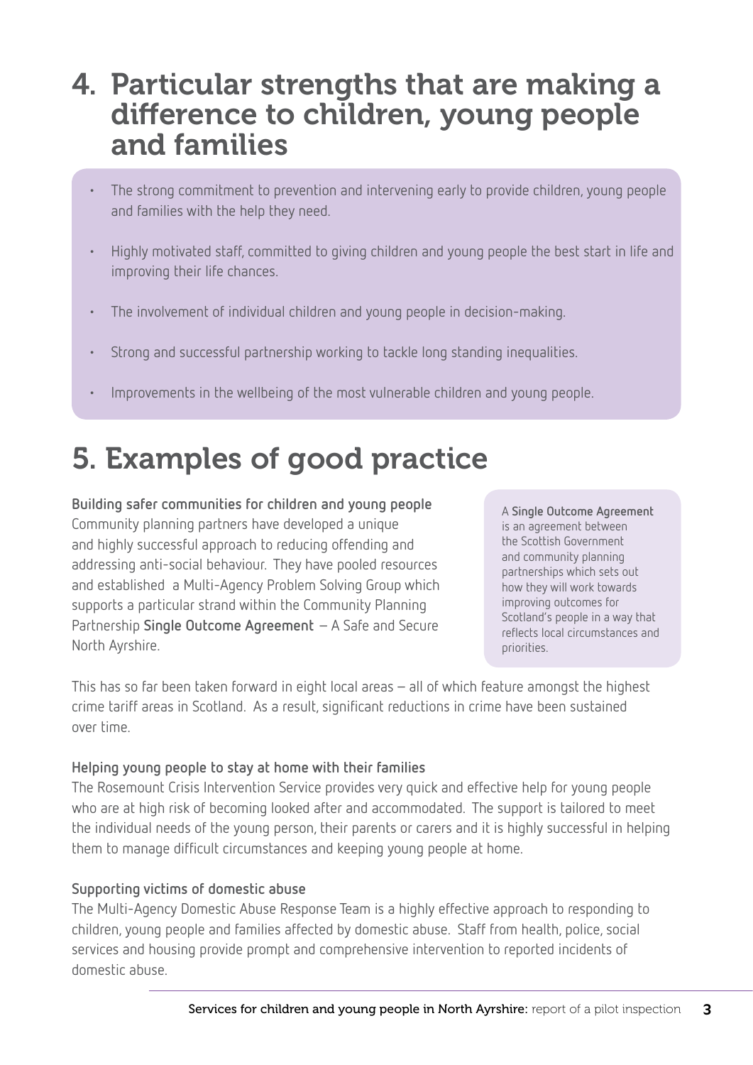## 4. Particular strengths that are making a difference to children, young people and families

- The strong commitment to prevention and intervening early to provide children, young people and families with the help they need.
- Highly motivated staff, committed to giving children and young people the best start in life and improving their life chances.
- The involvement of individual children and young people in decision-making.
- Strong and successful partnership working to tackle long standing inequalities.
- Improvements in the wellbeing of the most vulnerable children and young people.

## 5. Examples of good practice

**Building safer communities for children and young people**

Community planning partners have developed a unique and highly successful approach to reducing offending and addressing anti-social behaviour. They have pooled resources and established a Multi-Agency Problem Solving Group which supports a particular strand within the Community Planning Partnership **Single Outcome Agreement** – A Safe and Secure North Ayrshire.

A **Single Outcome Agreement** is an agreement between the Scottish Government and community planning partnerships which sets out how they will work towards improving outcomes for Scotland's people in a way that reflects local circumstances and priorities.

This has so far been taken forward in eight local areas – all of which feature amongst the highest crime tariff areas in Scotland. As a result, significant reductions in crime have been sustained over time.

**Helping young people to stay at home with their families**

The Rosemount Crisis Intervention Service provides very quick and effective help for young people who are at high risk of becoming looked after and accommodated. The support is tailored to meet the individual needs of the young person, their parents or carers and it is highly successful in helping them to manage difficult circumstances and keeping young people at home.

**Supporting victims of domestic abuse**

The Multi-Agency Domestic Abuse Response Team is a highly effective approach to responding to children, young people and families affected by domestic abuse. Staff from health, police, social services and housing provide prompt and comprehensive intervention to reported incidents of domestic abuse.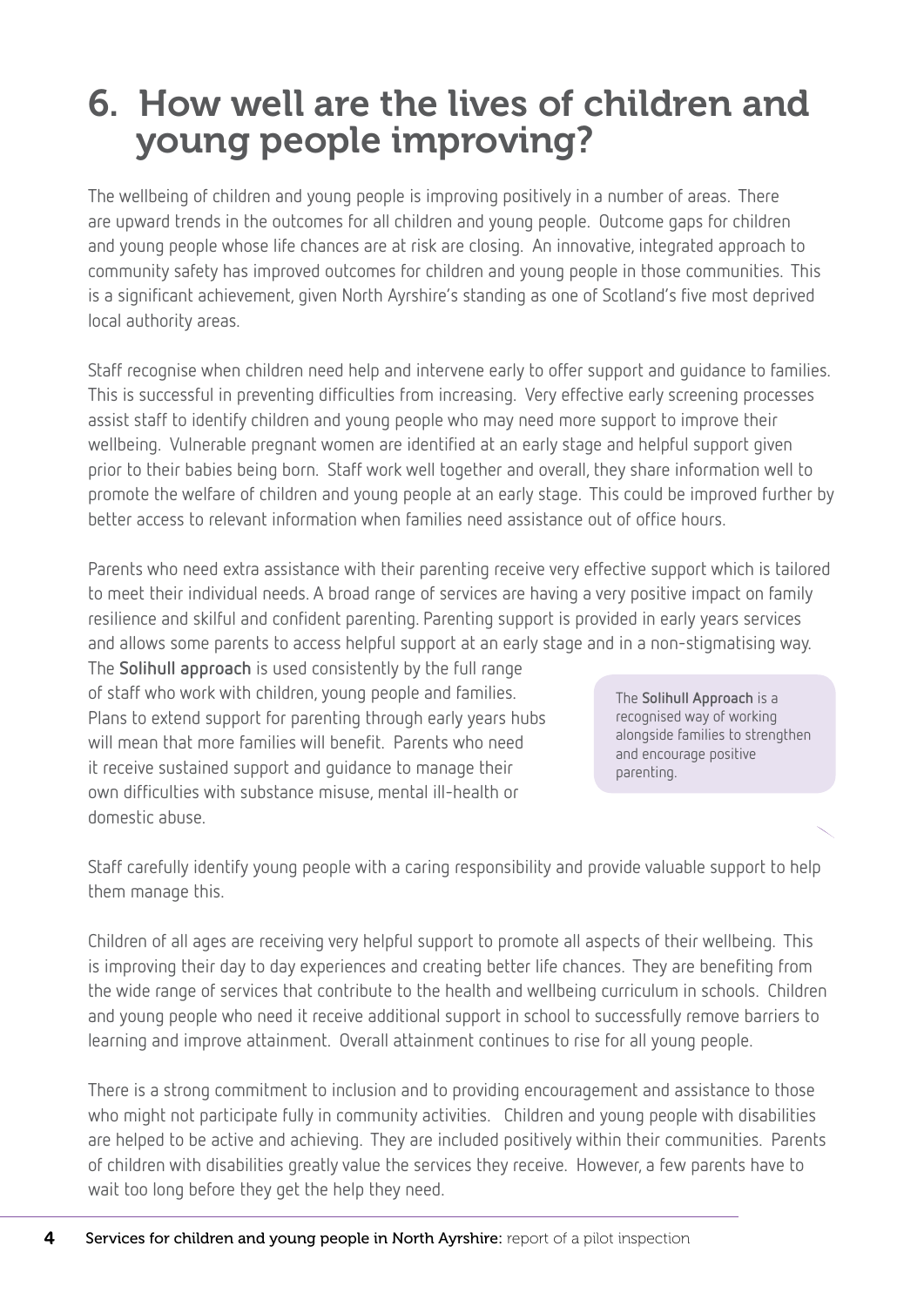# 6. How well are the lives of children and young people improving?

The wellbeing of children and young people is improving positively in a number of areas. There are upward trends in the outcomes for all children and young people. Outcome gaps for children and young people whose life chances are at risk are closing. An innovative, integrated approach to community safety has improved outcomes for children and young people in those communities. This is a significant achievement, given North Ayrshire's standing as one of Scotland's five most deprived local authority areas.

Staff recognise when children need help and intervene early to offer support and guidance to families. This is successful in preventing difficulties from increasing. Very effective early screening processes assist staff to identify children and young people who may need more support to improve their wellbeing. Vulnerable pregnant women are identified at an early stage and helpful support given prior to their babies being born. Staff work well together and overall, they share information well to promote the welfare of children and young people at an early stage. This could be improved further by better access to relevant information when families need assistance out of office hours.

Parents who need extra assistance with their parenting receive very effective support which is tailored to meet their individual needs. A broad range of services are having a very positive impact on family resilience and skilful and confident parenting. Parenting support is provided in early years services and allows some parents to access helpful support at an early stage and in a non-stigmatising way. The **Solihull approach** is used consistently by the full range of staff who work with children, young people and families. Plans to extend support for parenting through early years hubs will mean that more families will benefit. Parents who need it receive sustained support and guidance to manage their own difficulties with substance misuse, mental ill-health or domestic abuse.

> The **Solihull Approach** is a recognised way of working alongside families to strengthen and encourage positive parenting.

Staff carefully identify young people with a caring responsibility and provide valuable support to help them manage this.

Children of all ages are receiving very helpful support to promote all aspects of their wellbeing. This is improving their day to day experiences and creating better life chances. They are benefiting from the wide range of services that contribute to the health and wellbeing curriculum in schools. Children and young people who need it receive additional support in school to successfully remove barriers to learning and improve attainment. Overall attainment continues to rise for all young people.

There is a strong commitment to inclusion and to providing encouragement and assistance to those who might not participate fully in community activities. Children and young people with disabilities are helped to be active and achieving. They are included positively within their communities. Parents of children with disabilities greatly value the services they receive. However, a few parents have to wait too long before they get the help they need.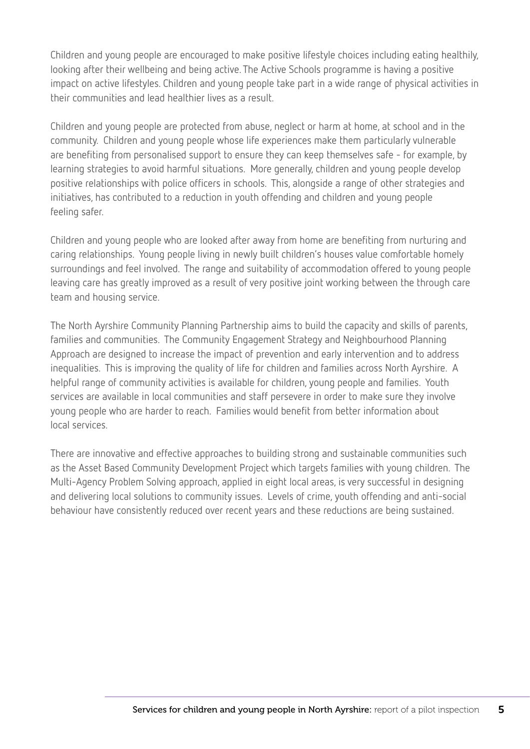Children and young people are encouraged to make positive lifestyle choices including eating healthily, looking after their wellbeing and being active. The Active Schools programme is having a positive impact on active lifestyles. Children and young people take part in a wide range of physical activities in their communities and lead healthier lives as a result.

Children and young people are protected from abuse, neglect or harm at home, at school and in the community. Children and young people whose life experiences make them particularly vulnerable are benefiting from personalised support to ensure they can keep themselves safe - for example, by learning strategies to avoid harmful situations. More generally, children and young people develop positive relationships with police officers in schools. This, alongside a range of other strategies and initiatives, has contributed to a reduction in youth offending and children and young people feeling safer.

Children and young people who are looked after away from home are benefiting from nurturing and caring relationships. Young people living in newly built children's houses value comfortable homely surroundings and feel involved. The range and suitability of accommodation offered to young people leaving care has greatly improved as a result of very positive joint working between the through care team and housing service.

The North Ayrshire Community Planning Partnership aims to build the capacity and skills of parents, families and communities. The Community Engagement Strategy and Neighbourhood Planning Approach are designed to increase the impact of prevention and early intervention and to address inequalities. This is improving the quality of life for children and families across North Ayrshire. A helpful range of community activities is available for children, young people and families. Youth services are available in local communities and staff persevere in order to make sure they involve young people who are harder to reach. Families would benefit from better information about local services.

There are innovative and effective approaches to building strong and sustainable communities such as the Asset Based Community Development Project which targets families with young children. The Multi-Agency Problem Solving approach, applied in eight local areas, is very successful in designing and delivering local solutions to community issues. Levels of crime, youth offending and anti-social behaviour have consistently reduced over recent years and these reductions are being sustained.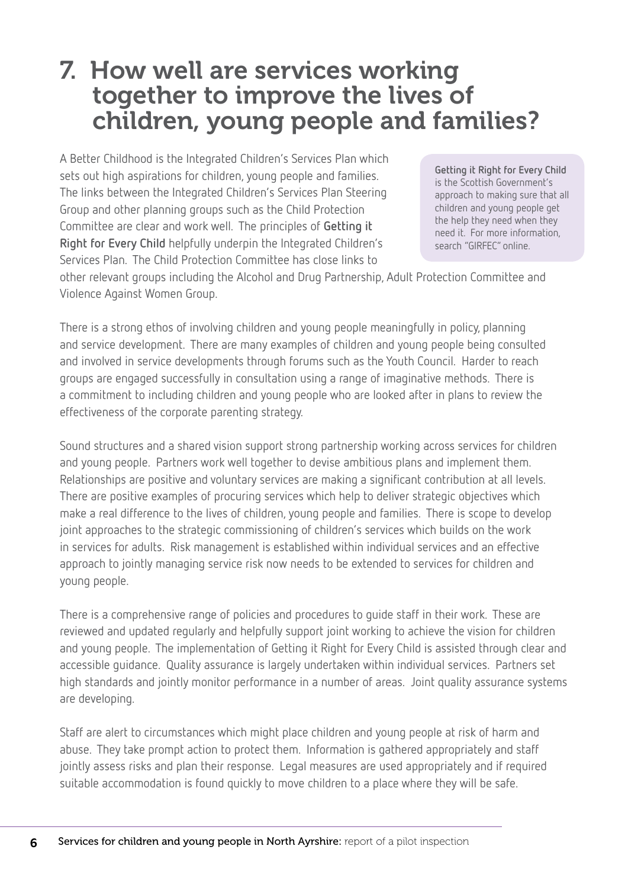# 7. How well are services working together to improve the lives of children, young people and families?

A Better Childhood is the Integrated Children's Services Plan which sets out high aspirations for children, young people and families. The links between the Integrated Children's Services Plan Steering Group and other planning groups such as the Child Protection Committee are clear and work well. The principles of **Getting it Right for Every Child** helpfully underpin the Integrated Children's Services Plan. The Child Protection Committee has close links to other relevant groups including the Alcohol and Drug Partnership, Adult Protection Committee and Violence Against Women Group.

> **Getting it Right for Every Child** is the Scottish Government's approach to making sure that all children and young people get the help they need when they need it. For more information, search "GIRFEC" online.

There is a strong ethos of involving children and young people meaningfully in policy, planning and service development. There are many examples of children and young people being consulted and involved in service developments through forums such as the Youth Council. Harder to reach groups are engaged successfully in consultation using a range of imaginative methods. There is a commitment to including children and young people who are looked after in plans to review the effectiveness of the corporate parenting strategy.

Sound structures and a shared vision support strong partnership working across services for children and young people. Partners work well together to devise ambitious plans and implement them. Relationships are positive and voluntary services are making a significant contribution at all levels. There are positive examples of procuring services which help to deliver strategic objectives which make a real difference to the lives of children, young people and families. There is scope to develop joint approaches to the strategic commissioning of children's services which builds on the work in services for adults. Risk management is established within individual services and an effective approach to jointly managing service risk now needs to be extended to services for children and young people.

There is a comprehensive range of policies and procedures to guide staff in their work. These are reviewed and updated regularly and helpfully support joint working to achieve the vision for children and young people. The implementation of Getting it Right for Every Child is assisted through clear and accessible guidance. Quality assurance is largely undertaken within individual services. Partners set high standards and jointly monitor performance in a number of areas. Joint quality assurance systems are developing.

Staff are alert to circumstances which might place children and young people at risk of harm and abuse. They take prompt action to protect them. Information is gathered appropriately and staff jointly assess risks and plan their response. Legal measures are used appropriately and if required suitable accommodation is found quickly to move children to a place where they will be safe.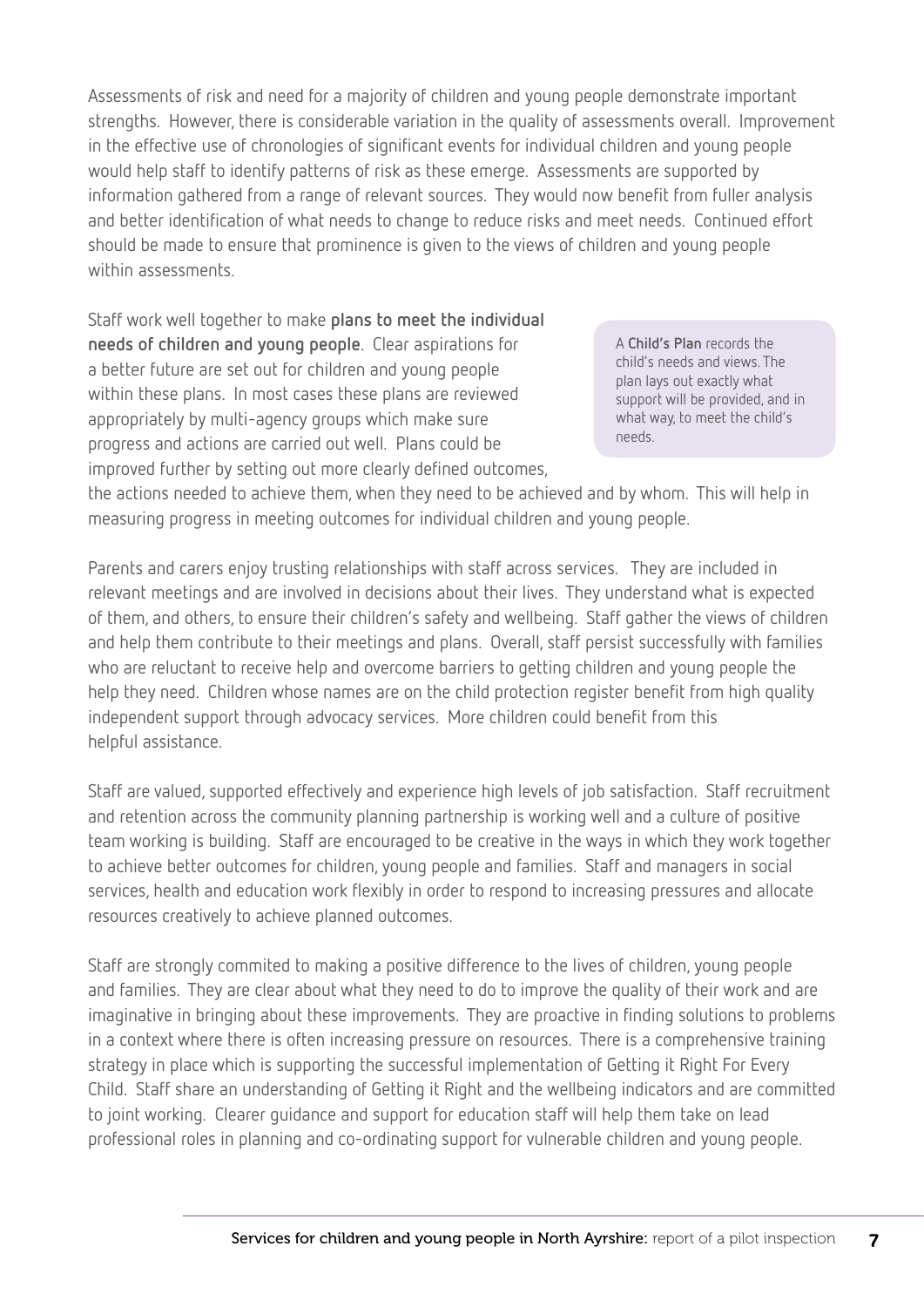Assessments of risk and need for a majority of children and young people demonstrate important strengths. However, there is considerable variation in the quality of assessments overall. Improvement in the effective use of chronologies of significant events for individual children and young people would help staff to identify patterns of risk as these emerge. Assessments are supported by information gathered from a range of relevant sources. They would now benefit from fuller analysis and better identification of what needs to change to reduce risks and meet needs. Continued effort should be made to ensure that prominence is given to the views of children and young people within assessments.

Staff work well together to make **plans to meet the individual needs of children and young people**. Clear aspirations for a better future are set out for children and young people within these plans. In most cases these plans are reviewed appropriately by multi-agency groups which make sure progress and actions are carried out well. Plans could be improved further by setting out more clearly defined outcomes, the actions needed to achieve them, when they need to be achieved and by whom. This will help in measuring progress in meeting outcomes for individual children and young people.

A **Child's Plan** records the child's needs and views. The plan lays out exactly what support will be provided, and in what way, to meet the child's needs.

Parents and carers enjoy trusting relationships with staff across services. They are included in relevant meetings and are involved in decisions about their lives. They understand what is expected of them, and others, to ensure their children's safety and wellbeing. Staff gather the views of children and help them contribute to their meetings and plans. Overall, staff persist successfully with families who are reluctant to receive help and overcome barriers to getting children and young people the help they need. Children whose names are on the child protection register benefit from high quality independent support through advocacy services. More children could benefit from this helpful assistance.

Staff are valued, supported effectively and experience high levels of job satisfaction. Staff recruitment and retention across the community planning partnership is working well and a culture of positive team working is building. Staff are encouraged to be creative in the ways in which they work together to achieve better outcomes for children, young people and families. Staff and managers in social services, health and education work flexibly in order to respond to increasing pressures and allocate resources creatively to achieve planned outcomes.

Staff are strongly commited to making a positive difference to the lives of children, young people and families. They are clear about what they need to do to improve the quality of their work and are imaginative in bringing about these improvements. They are proactive in finding solutions to problems in a context where there is often increasing pressure on resources. There is a comprehensive training strategy in place which is supporting the successful implementation of Getting it Right For Every Child. Staff share an understanding of Getting it Right and the wellbeing indicators and are committed to joint working. Clearer guidance and support for education staff will help them take on lead professional roles in planning and co-ordinating support for vulnerable children and young people.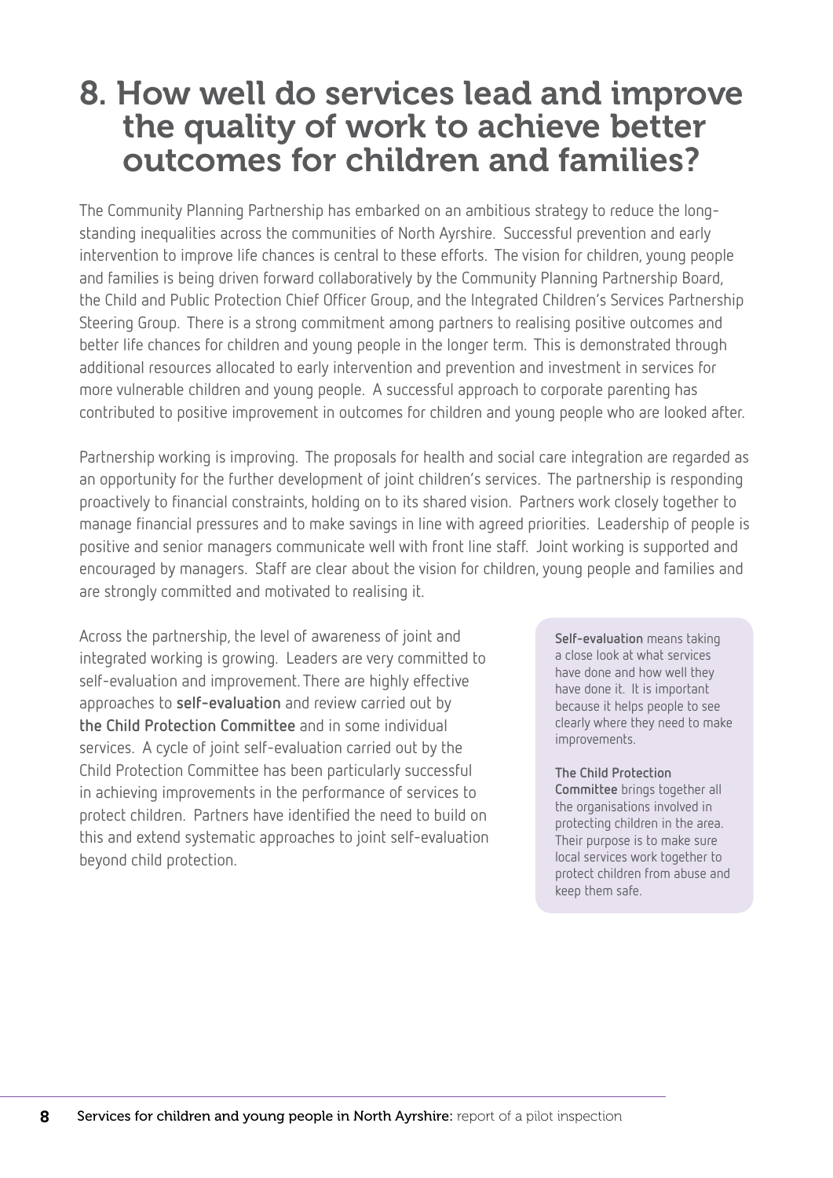# 8. How well do services lead and improve the quality of work to achieve better outcomes for children and families?

The Community Planning Partnership has embarked on an ambitious strategy to reduce the long-standing inequalities across the communities of North Ayrshire. Successful prevention and early intervention to improve life chances is central to these efforts. The vision for children, young people and families is being driven forward collaboratively by the Community Planning Partnership Board, the Child and Public Protection Chief Officer Group, and the Integrated Children's Services Partnership Steering Group. There is a strong commitment among partners to realising positive outcomes and better life chances for children and young people in the longer term. This is demonstrated through additional resources allocated to early intervention and prevention and investment in services for more vulnerable children and young people. A successful approach to corporate parenting has contributed to positive improvement in outcomes for children and young people who are looked after.

Partnership working is improving. The proposals for health and social care integration are regarded as an opportunity for the further development of joint children's services. The partnership is responding proactively to financial constraints, holding on to its shared vision. Partners work closely together to manage financial pressures and to make savings in line with agreed priorities. Leadership of people is positive and senior managers communicate well with front line staff. Joint working is supported and encouraged by managers. Staff are clear about the vision for children, young people and families and are strongly committed and motivated to realising it.

Across the partnership, the level of awareness of joint and integrated working is growing. Leaders are very committed to self-evaluation and improvement. There are highly effective approaches to **self-evaluation** and review carried out by **the Child Protection Committee** and in some individual services. A cycle of joint self-evaluation carried out by the Child Protection Committee has been particularly successful in achieving improvements in the performance of services to protect children. Partners have identified the need to build on this and extend systematic approaches to joint self-evaluation beyond child protection.

**Self-evaluation** means taking a close look at what services have done and how well they have done it. It is important because it helps people to see clearly where they need to make improvements.

**The Child Protection Committee** brings together all the organisations involved in protecting children in the area. Their purpose is to make sure local services work together to protect children from abuse and keep them safe.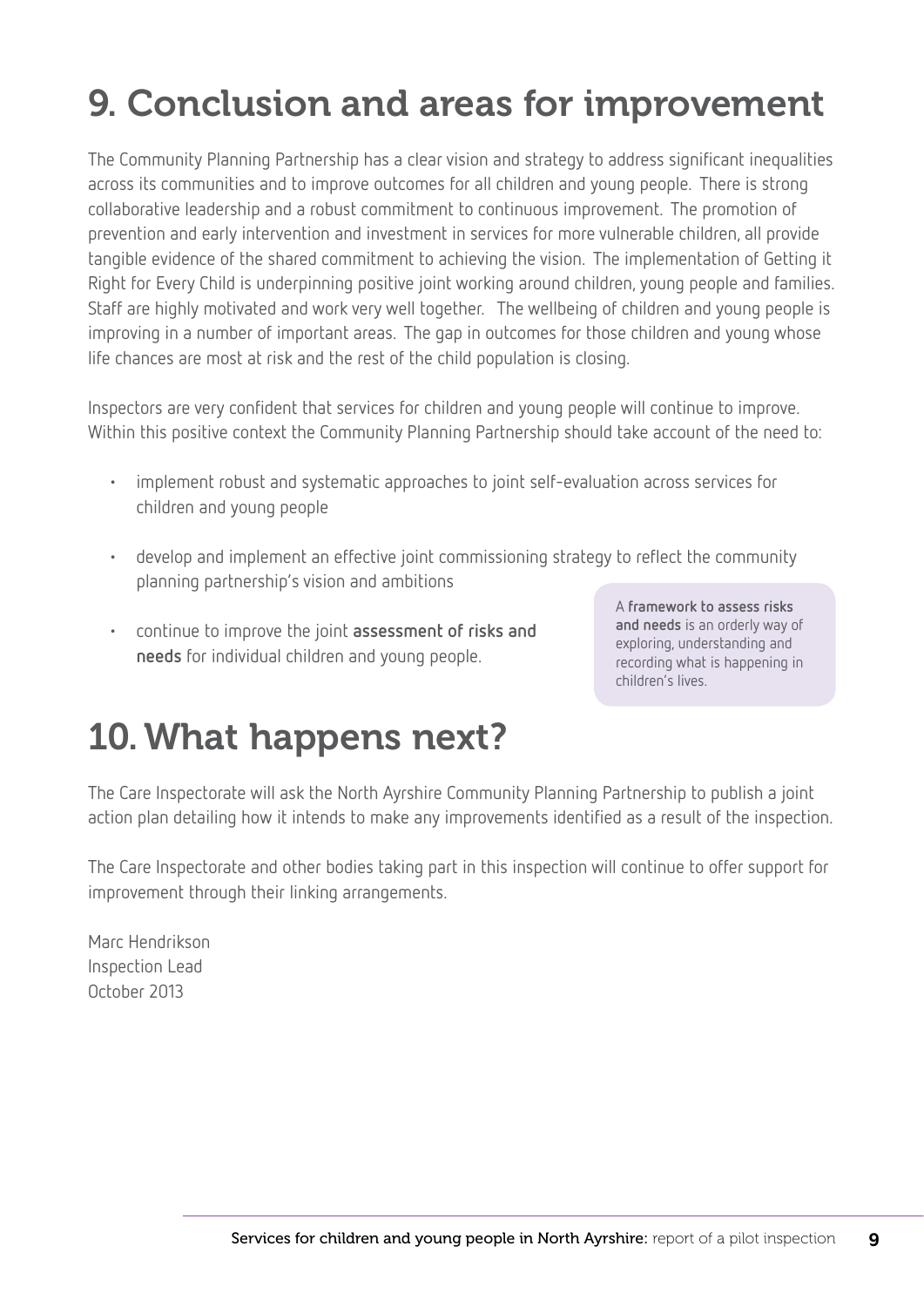# 9. Conclusion and areas for improvement

The Community Planning Partnership has a clear vision and strategy to address significant inequalities across its communities and to improve outcomes for all children and young people. There is strong collaborative leadership and a robust commitment to continuous improvement. The promotion of prevention and early intervention and investment in services for more vulnerable children, all provide tangible evidence of the shared commitment to achieving the vision. The implementation of Getting it Right for Every Child is underpinning positive joint working around children, young people and families. Staff are highly motivated and work very well together. The wellbeing of children and young people is improving in a number of important areas. The gap in outcomes for those children and young whose life chances are most at risk and the rest of the child population is closing.

Inspectors are very confident that services for children and young people will continue to improve. Within this positive context the Community Planning Partnership should take account of the need to:

- implement robust and systematic approaches to joint self-evaluation across services for children and young people
- develop and implement an effective joint commissioning strategy to reflect the community planning partnership's vision and ambitions
- continue to improve the joint **assessment of risks and needs** for individual children and young people.

A **framework to assess risks and needs** is an orderly way of exploring, understanding and recording what is happening in children's lives.

# 10. What happens next?

The Care Inspectorate will ask the North Ayrshire Community Planning Partnership to publish a joint action plan detailing how it intends to make any improvements identified as a result of the inspection.

The Care Inspectorate and other bodies taking part in this inspection will continue to offer support for improvement through their linking arrangements.

Marc Hendrikson
Inspection Lead
October 2013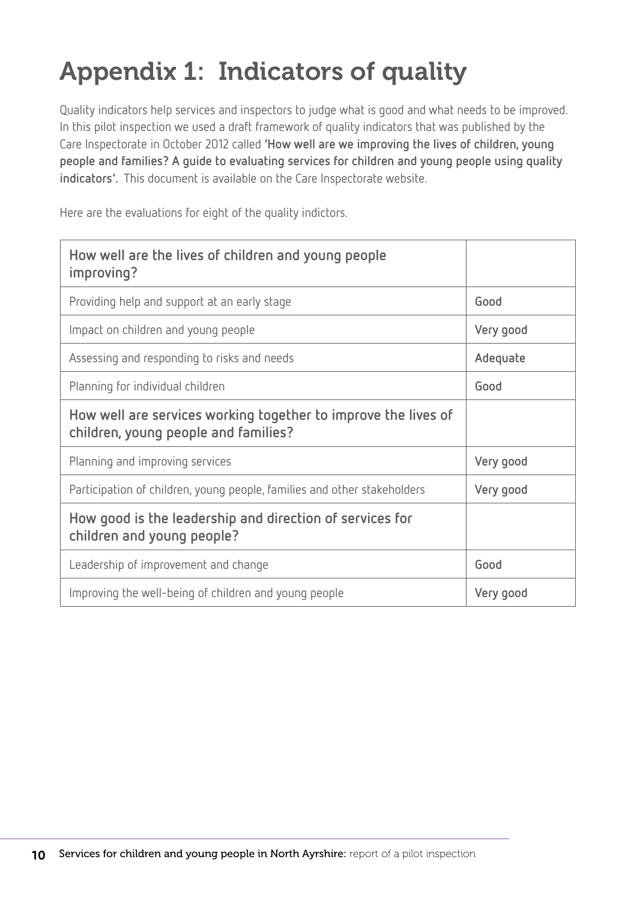# Appendix 1: Indicators of quality

Quality indicators help services and inspectors to judge what is good and what needs to be improved. In this pilot inspection we used a draft framework of quality indicators that was published by the Care Inspectorate in October 2012 called **'How well are we improving the lives of children, young people and families? A guide to evaluating services for children and young people using quality indicators'.** This document is available on the Care Inspectorate website.

Here are the evaluations for eight of the quality indictors.

| **How well are the lives of children and young people improving?** | |
|---|---|
| Providing help and support at an early stage | **Good** |
| Impact on children and young people | **Very good** |
| Assessing and responding to risks and needs | **Adequate** |
| Planning for individual children | **Good** |
| **How well are services working together to improve the lives of children, young people and families?** | |
| Planning and improving services | **Very good** |
| Participation of children, young people, families and other stakeholders | **Very good** |
| **How good is the leadership and direction of services for children and young people?** | |
| Leadership of improvement and change | **Good** |
| Improving the well-being of children and young people | **Very good** |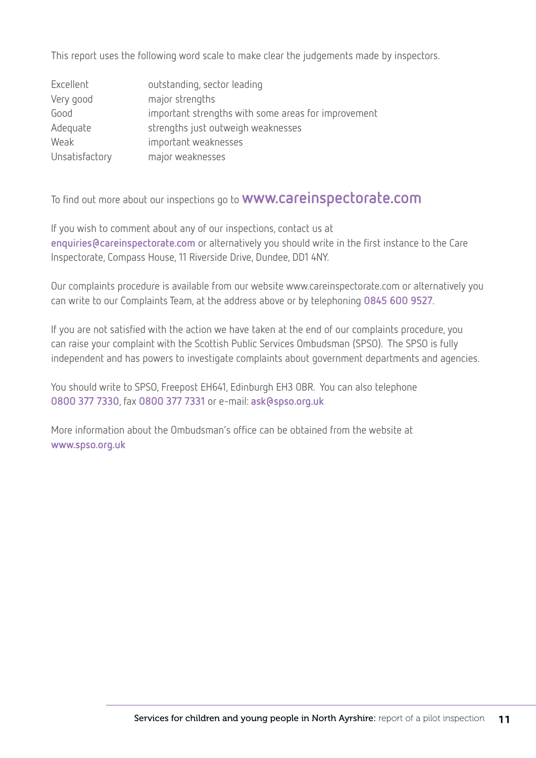This report uses the following word scale to make clear the judgements made by inspectors.

| | |
|---|---|
| Excellent | outstanding, sector leading |
| Very good | major strengths |
| Good | important strengths with some areas for improvement |
| Adequate | strengths just outweigh weaknesses |
| Weak | important weaknesses |
| Unsatisfactory | major weaknesses |

To find out more about our inspections go to **www.careinspectorate.com**

If you wish to comment about any of our inspections, contact us at **enquiries@careinspectorate.com** or alternatively you should write in the first instance to the Care Inspectorate, Compass House, 11 Riverside Drive, Dundee, DD1 4NY.

Our complaints procedure is available from our website www.careinspectorate.com or alternatively you can write to our Complaints Team, at the address above or by telephoning **0845 600 9527**.

If you are not satisfied with the action we have taken at the end of our complaints procedure, you can raise your complaint with the Scottish Public Services Ombudsman (SPSO). The SPSO is fully independent and has powers to investigate complaints about government departments and agencies.

You should write to SPSO, Freepost EH641, Edinburgh EH3 0BR. You can also telephone **0800 377 7330**, fax **0800 377 7331** or e-mail: **ask@spso.org.uk**

More information about the Ombudsman's office can be obtained from the website at **www.spso.org.uk**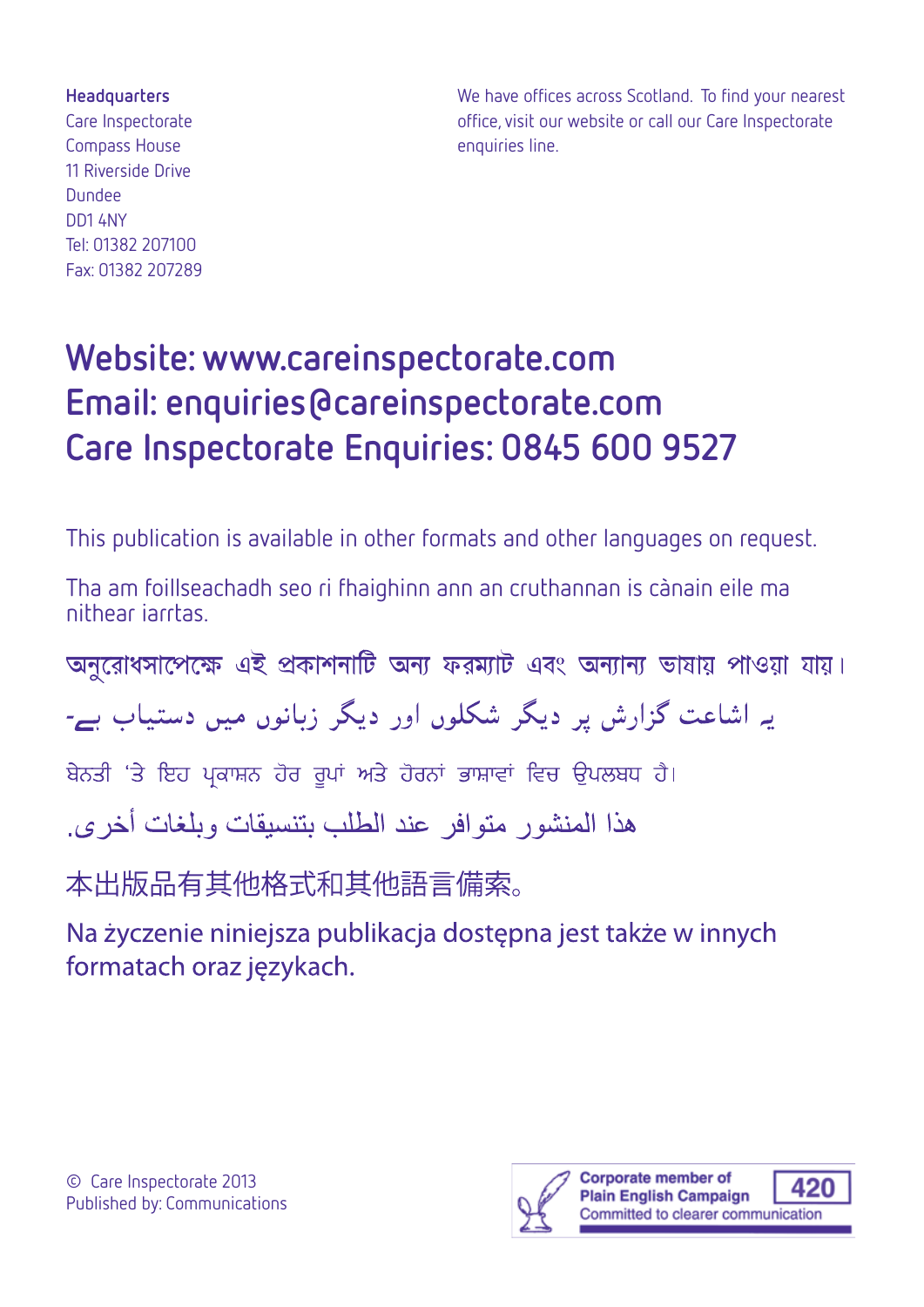**Headquarters**
Care Inspectorate
Compass House
11 Riverside Drive
Dundee
DD1 4NY
Tel: 01382 207100
Fax: 01382 207289

We have offices across Scotland. To find your nearest office, visit our website or call our Care Inspectorate enquiries line.

## Website: www.careinspectorate.com
## Email: enquiries@careinspectorate.com
## Care Inspectorate Enquiries: 0845 600 9527

This publication is available in other formats and other languages on request.

Tha am foillseachadh seo ri fhaighinn ann an cruthannan is cànain eile ma nithear iarrtas.

অনুরোধসাপেক্ষে এই প্রকাশনাটি অন্য ফরম্যাট এবং অন্যান্য ভাষায় পাওয়া যায়।

یہ اشاعت گزارش پر دیگر شکلوں اور دیگر زبانوں میں دستیاب ہے۔

ਬੇਨਤੀ 'ਤੇ ਇਹ ਪ੍ਰਕਾਸ਼ਨ ਹੋਰ ਰੂਪਾਂ ਅਤੇ ਹੋਰਨਾਂ ਭਾਸ਼ਾਵਾਂ ਵਿਚ ਉਪਲਬਧ ਹੈ।

هذا المنشور متوافر عند الطلب بتنسيقات وبلغات أخرى.

本出版品有其他格式和其他語言備索。

Na życzenie niniejsza publikacja dostępna jest także w innych formatach oraz językach.

© Care Inspectorate 2013
Published by: Communications

Corporate member of Plain English Campaign
Committed to clearer communication
420